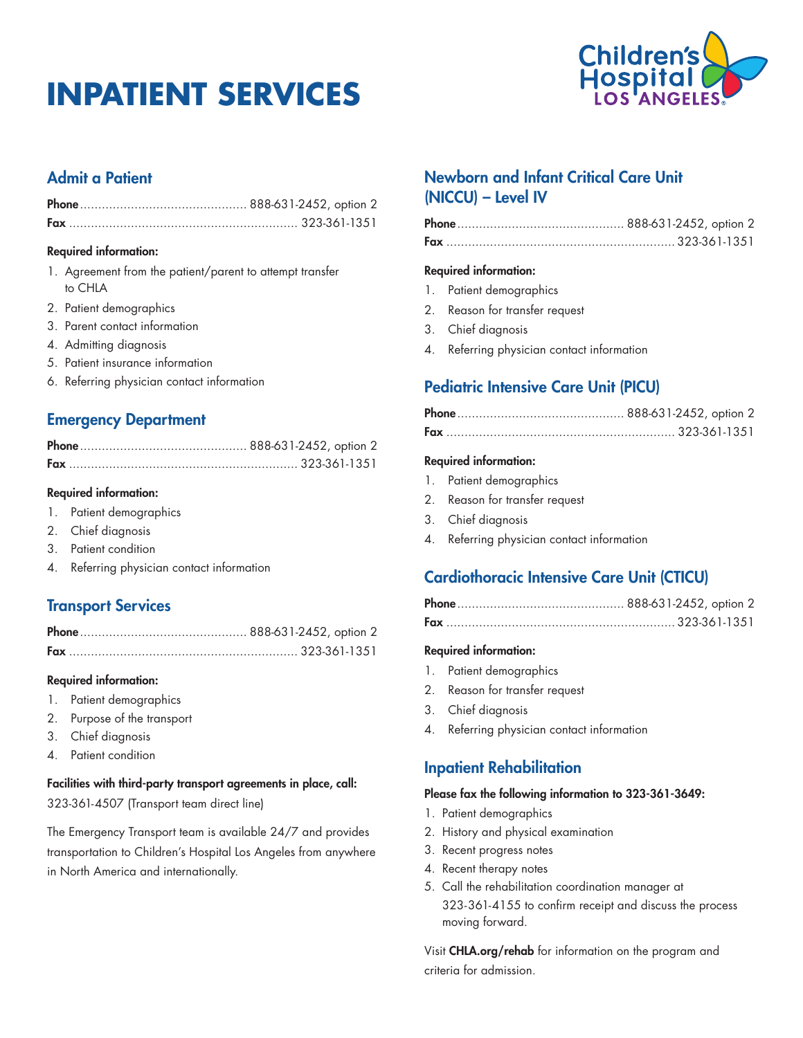# INPATIENT SERVICES

## Admit a Patient

**Phone** .............................................. 888-631-2452, option 2
**Fax** .............................................................. 323-361-1351

**Required information:**

1. Agreement from the patient/parent to attempt transfer to CHLA
2. Patient demographics
3. Parent contact information
4. Admitting diagnosis
5. Patient insurance information
6. Referring physician contact information

## Emergency Department

**Phone** .............................................. 888-631-2452, option 2
**Fax** .............................................................. 323-361-1351

**Required information:**

1. Patient demographics
2. Chief diagnosis
3. Patient condition
4. Referring physician contact information

## Transport Services

**Phone** .............................................. 888-631-2452, option 2
**Fax** .............................................................. 323-361-1351

**Required information:**

1. Patient demographics
2. Purpose of the transport
3. Chief diagnosis
4. Patient condition

**Facilities with third-party transport agreements in place, call:**
323-361-4507 (Transport team direct line)

The Emergency Transport team is available 24/7 and provides transportation to Children's Hospital Los Angeles from anywhere in North America and internationally.

## Newborn and Infant Critical Care Unit (NICCU) – Level IV

**Phone** .............................................. 888-631-2452, option 2
**Fax** .............................................................. 323-361-1351

**Required information:**

1. Patient demographics
2. Reason for transfer request
3. Chief diagnosis
4. Referring physician contact information

## Pediatric Intensive Care Unit (PICU)

**Phone** .............................................. 888-631-2452, option 2
**Fax** .............................................................. 323-361-1351

**Required information:**

1. Patient demographics
2. Reason for transfer request
3. Chief diagnosis
4. Referring physician contact information

## Cardiothoracic Intensive Care Unit (CTICU)

**Phone** .............................................. 888-631-2452, option 2
**Fax** .............................................................. 323-361-1351

**Required information:**

1. Patient demographics
2. Reason for transfer request
3. Chief diagnosis
4. Referring physician contact information

## Inpatient Rehabilitation

**Please fax the following information to 323-361-3649:**

1. Patient demographics
2. History and physical examination
3. Recent progress notes
4. Recent therapy notes
5. Call the rehabilitation coordination manager at 323-361-4155 to confirm receipt and discuss the process moving forward.

Visit **CHLA.org/rehab** for information on the program and criteria for admission.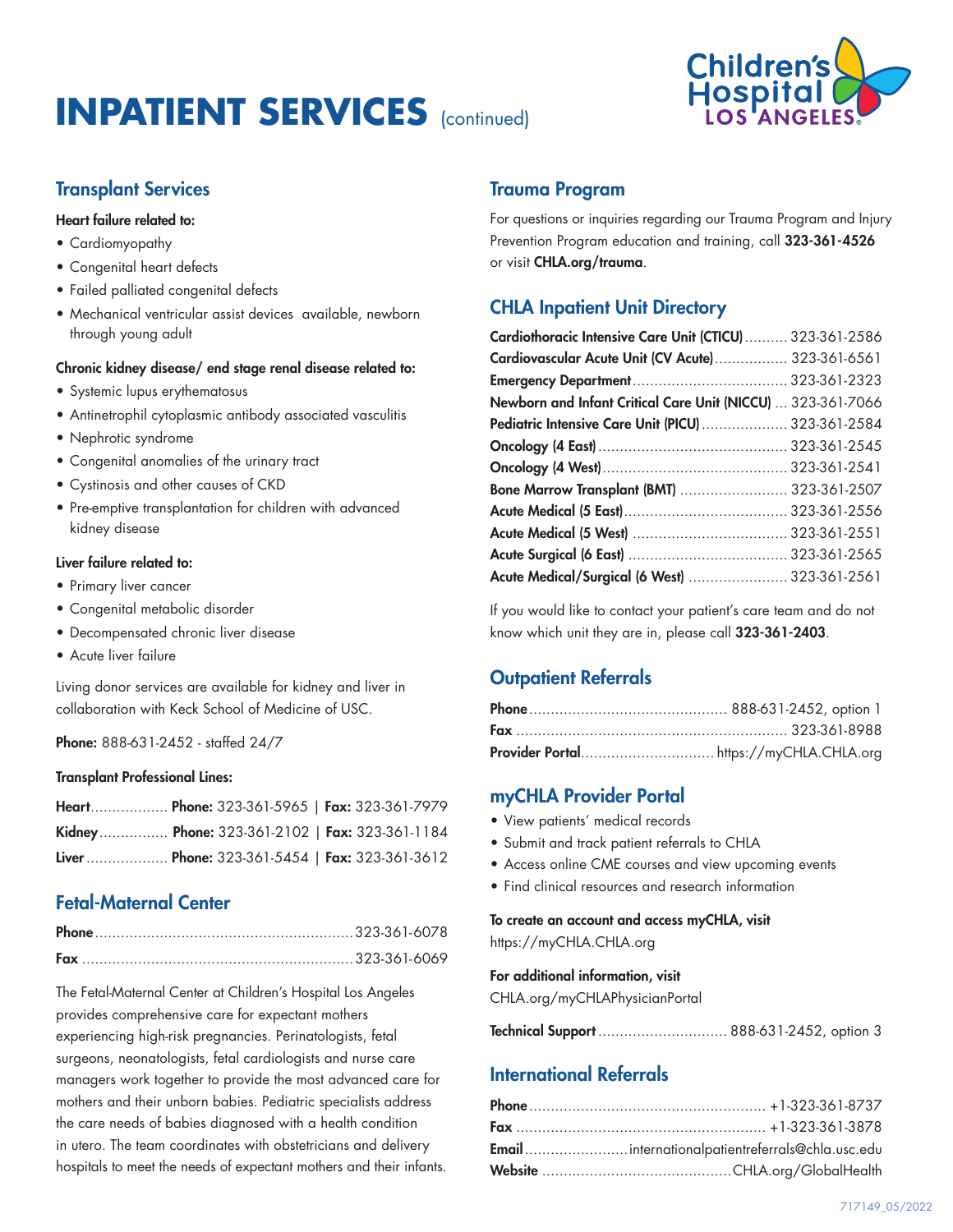# INPATIENT SERVICES (continued)

## Transplant Services

**Heart failure related to:**

- Cardiomyopathy
- Congenital heart defects
- Failed palliated congenital defects
- Mechanical ventricular assist devices available, newborn through young adult

**Chronic kidney disease/ end stage renal disease related to:**

- Systemic lupus erythematosus
- Antinetrophil cytoplasmic antibody associated vasculitis
- Nephrotic syndrome
- Congenital anomalies of the urinary tract
- Cystinosis and other causes of CKD
- Pre-emptive transplantation for children with advanced kidney disease

**Liver failure related to:**

- Primary liver cancer
- Congenital metabolic disorder
- Decompensated chronic liver disease
- Acute liver failure

Living donor services are available for kidney and liver in collaboration with Keck School of Medicine of USC.

**Phone:** 888-631-2452 - staffed 24/7

**Transplant Professional Lines:**

| | | |
|---|---|---|
| **Heart** | **Phone:** 323-361-5965 | **Fax:** 323-361-7979 |
| **Kidney** | **Phone:** 323-361-2102 | **Fax:** 323-361-1184 |
| **Liver** | **Phone:** 323-361-5454 | **Fax:** 323-361-3612 |

## Fetal-Maternal Center

| | |
|---|---|
| **Phone** | 323-361-6078 |
| **Fax** | 323-361-6069 |

The Fetal-Maternal Center at Children's Hospital Los Angeles provides comprehensive care for expectant mothers experiencing high-risk pregnancies. Perinatologists, fetal surgeons, neonatologists, fetal cardiologists and nurse care managers work together to provide the most advanced care for mothers and their unborn babies. Pediatric specialists address the care needs of babies diagnosed with a health condition in utero. The team coordinates with obstetricians and delivery hospitals to meet the needs of expectant mothers and their infants.

## Trauma Program

For questions or inquiries regarding our Trauma Program and Injury Prevention Program education and training, call **323-361-4526** or visit **CHLA.org/trauma**.

## CHLA Inpatient Unit Directory

| | |
|---|---|
| **Cardiothoracic Intensive Care Unit (CTICU)** | 323-361-2586 |
| **Cardiovascular Acute Unit (CV Acute)** | 323-361-6561 |
| **Emergency Department** | 323-361-2323 |
| **Newborn and Infant Critical Care Unit (NICCU)** | 323-361-7066 |
| **Pediatric Intensive Care Unit (PICU)** | 323-361-2584 |
| **Oncology (4 East)** | 323-361-2545 |
| **Oncology (4 West)** | 323-361-2541 |
| **Bone Marrow Transplant (BMT)** | 323-361-2507 |
| **Acute Medical (5 East)** | 323-361-2556 |
| **Acute Medical (5 West)** | 323-361-2551 |
| **Acute Surgical (6 East)** | 323-361-2565 |
| **Acute Medical/Surgical (6 West)** | 323-361-2561 |

If you would like to contact your patient's care team and do not know which unit they are in, please call **323-361-2403**.

## Outpatient Referrals

| | |
|---|---|
| **Phone** | 888-631-2452, option 1 |
| **Fax** | 323-361-8988 |
| **Provider Portal** | https://myCHLA.CHLA.org |

## myCHLA Provider Portal

- View patients' medical records
- Submit and track patient referrals to CHLA
- Access online CME courses and view upcoming events
- Find clinical resources and research information

**To create an account and access myCHLA, visit**
https://myCHLA.CHLA.org

**For additional information, visit**
CHLA.org/myCHLAPhysicianPortal

| | |
|---|---|
| **Technical Support** | 888-631-2452, option 3 |

## International Referrals

| | |
|---|---|
| **Phone** | +1-323-361-8737 |
| **Fax** | +1-323-361-3878 |
| **Email** | internationalpatientreferrals@chla.usc.edu |
| **Website** | CHLA.org/GlobalHealth |

717149_05/2022